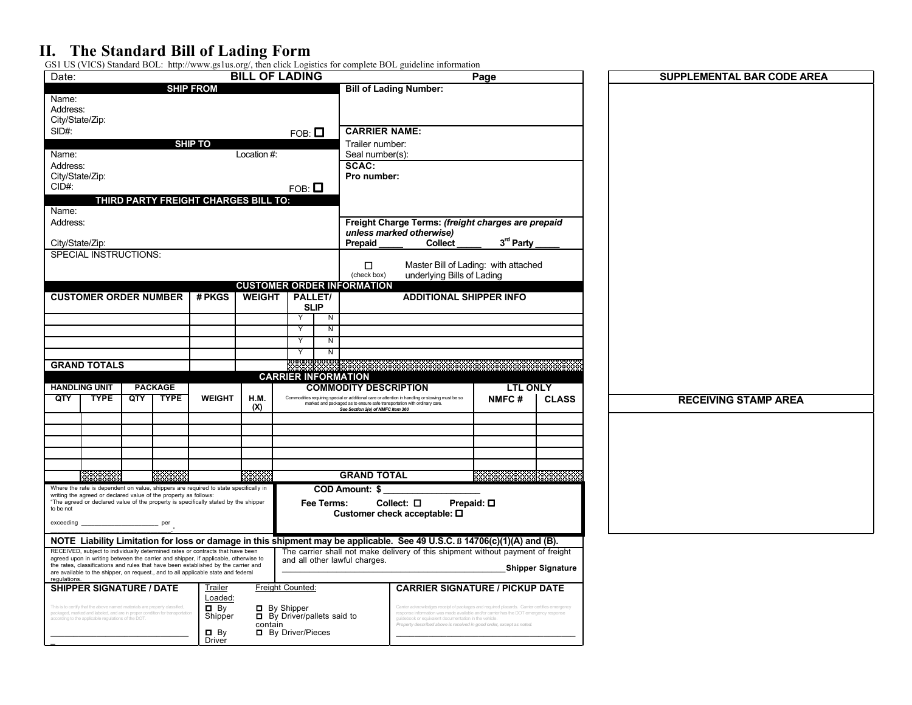## II. The Standard Bill of Lading Form

GS1 US (VICS) Standard BOL: http://www.gs1us.org/, then click Logistics for complete BOL guideline information

**BILL OF LADING**

Date: Page

| SHIP FROM | |
|---|---|
| Name:<br>Address:<br>City/State/Zip:<br>SID#: FOB: ☐ | **Bill of Lading Number:** |
| **SHIP TO** | **CARRIER NAME:**<br>Trailer number:<br>Seal number(s): |
| Name: Location #:<br>Address:<br>City/State/Zip:<br>CID#: FOB: ☐ | **SCAC:**<br>**Pro number:** |
| **THIRD PARTY FREIGHT CHARGES BILL TO:** | |
| Name:<br>Address:<br>City/State/Zip: | **Freight Charge Terms:** ***(freight charges are prepaid unless marked otherwise)***<br>**Prepaid \_\_\_\_\_ Collect \_\_\_\_\_ 3rd Party \_\_\_\_\_** |
| SPECIAL INSTRUCTIONS: | ☐ (check box) Master Bill of Lading: with attached underlying Bills of Lading |

**CUSTOMER ORDER INFORMATION**

| CUSTOMER ORDER NUMBER | # PKGS | WEIGHT | PALLET/SLIP | | ADDITIONAL SHIPPER INFO |
|---|---|---|---|---|---|
| | | | Y | N | |
| | | | Y | N | |
| | | | Y | N | |
| | | | Y | N | |
| **GRAND TOTALS** | | | | | |

**CARRIER INFORMATION**

| HANDLING UNIT | | PACKAGE | | WEIGHT | H.M. (X) | COMMODITY DESCRIPTION | LTL ONLY | |
|---|---|---|---|---|---|---|---|---|
| QTY | TYPE | QTY | TYPE | | | Commodities requiring special or additional care or attention in handling or stowing must be so marked and packaged as to ensure safe transportation with ordinary care. *See Section 2(e) of NMFC Item 360* | NMFC # | CLASS |
| | | | | | | | | |
| | | | | | | | | |
| | | | | | | | | |
| | | | | | | | | |
| | | | | | | | | |
| | | | | | | **GRAND TOTAL** | | |

Where the rate is dependent on value, shippers are required to state specifically in writing the agreed or declared value of the property as follows:
"The agreed or declared value of the property is specifically stated by the shipper to be not exceeding \_\_\_\_\_\_\_\_\_\_\_\_\_\_\_\_\_\_\_\_\_ per \_\_\_\_\_\_\_\_\_\_\_\_\_\_\_\_\_\_\_\_\_\_\_\_\_\_."

**COD Amount: $ \_\_\_\_\_\_\_\_\_\_\_\_\_\_\_\_\_\_\_\_**

**Fee Terms: Collect: ☐ Prepaid: ☐**

**Customer check acceptable: ☐**

**NOTE Liability Limitation for loss or damage in this shipment may be applicable. See 49 U.S.C. § 14706(c)(1)(A) and (B).**

RECEIVED, subject to individually determined rates or contracts that have been agreed upon in writing between the carrier and shipper, if applicable, otherwise to the rates, classifications and rules that have been established by the carrier and are available to the shipper, on request., and to all applicable state and federal regulations.

The carrier shall not make delivery of this shipment without payment of freight and all other lawful charges.

\_\_\_\_\_\_\_\_\_\_\_\_\_\_\_\_\_\_\_\_\_\_\_\_\_\_\_\_\_\_\_\_\_\_\_\_\_\_\_\_\_\_\_\_ **Shipper Signature**

| SHIPPER SIGNATURE / DATE | Trailer Loaded: | Freight Counted: | CARRIER SIGNATURE / PICKUP DATE |
|---|---|---|---|
| This is to certify that the above named materials are properly classified, packaged, marked and labeled, and are in proper condition for transportation according to the applicable regulations of the DOT.<br><br>\_\_\_\_\_\_\_\_\_\_\_\_\_\_\_\_\_\_\_\_\_\_\_\_\_\_\_\_\_\_ | ☐ By Shipper<br>☐ By Driver | ☐ By Shipper<br>☐ By Driver/pallets said to contain<br>☐ By Driver/Pieces | Carrier acknowledges receipt of packages and required placards. Carrier certifies emergency response information was made available and/or carrier has the DOT emergency response guidebook or equivalent documentation in the vehicle.<br>*Property described above is received in good order, except as noted.*<br><br>\_\_\_\_\_\_\_\_\_\_\_\_\_\_\_\_\_\_\_\_\_\_\_\_\_\_\_\_\_\_ |

**SUPPLEMENTAL BAR CODE AREA**

**RECEIVING STAMP AREA**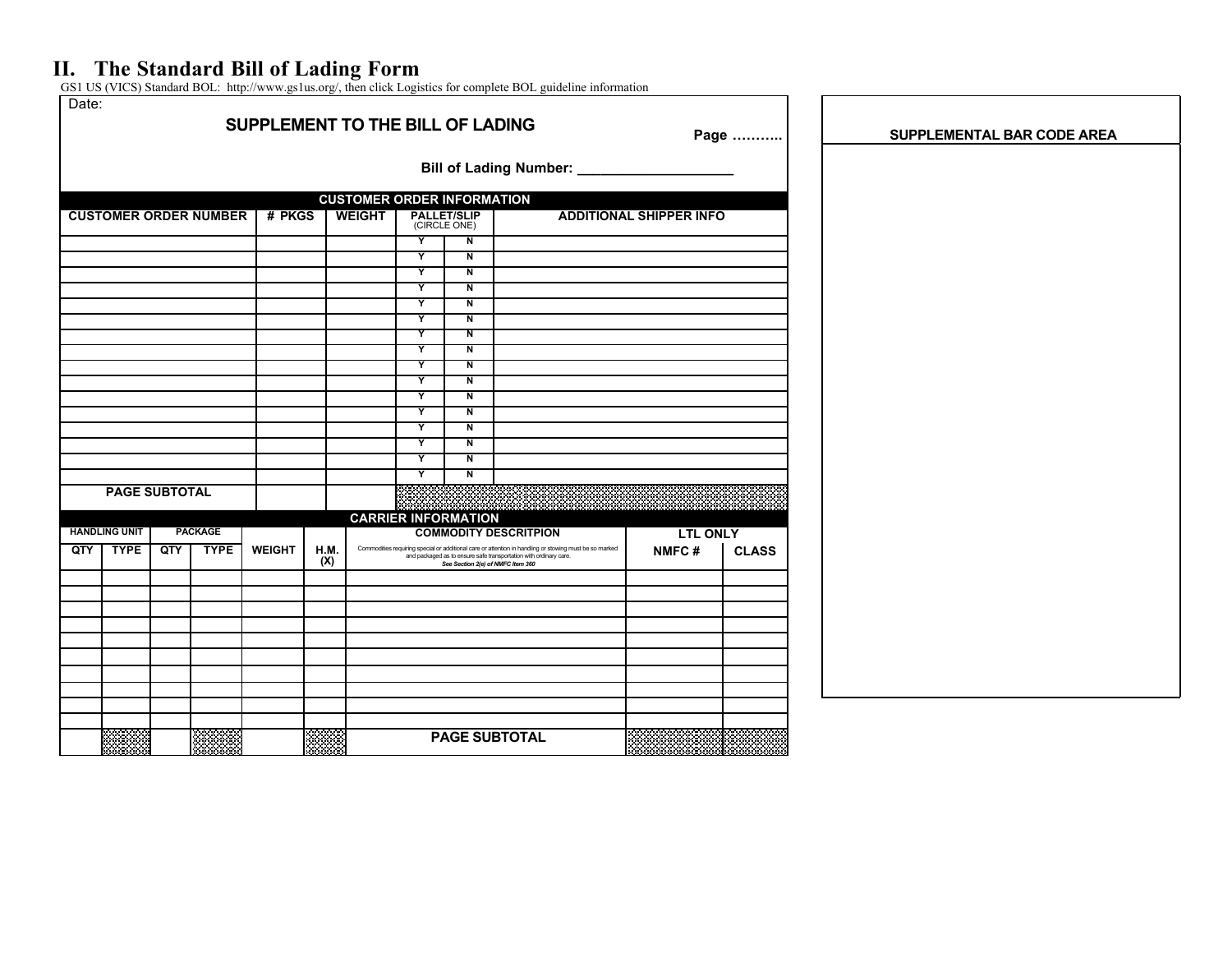# II. The Standard Bill of Lading Form

GS1 US (VICS) Standard BOL: http://www.gs1us.org/, then click Logistics for complete BOL guideline information

Date:

## SUPPLEMENT TO THE BILL OF LADING

Page ………..

Bill of Lading Number: ____________________

**CUSTOMER ORDER INFORMATION**

| CUSTOMER ORDER NUMBER | # PKGS | WEIGHT | PALLET/SLIP (CIRCLE ONE) | | ADDITIONAL SHIPPER INFO |
|---|---|---|---|---|---|
| | | | Y | N | |
| | | | Y | N | |
| | | | Y | N | |
| | | | Y | N | |
| | | | Y | N | |
| | | | Y | N | |
| | | | Y | N | |
| | | | Y | N | |
| | | | Y | N | |
| | | | Y | N | |
| | | | Y | N | |
| | | | Y | N | |
| | | | Y | N | |
| | | | Y | N | |
| | | | Y | N | |
| | | | Y | N | |
| PAGE SUBTOTAL | | | | | |

**CARRIER INFORMATION**

| HANDLING UNIT | | PACKAGE | | | | COMMODITY DESCRITPION | LTL ONLY | |
|---|---|---|---|---|---|---|---|---|
| QTY | TYPE | QTY | TYPE | WEIGHT | H.M. (X) | Commodities requiring special or additional care or attention in handling or stowing must be so marked and packaged as to ensure safe transportation with ordinary care. *See Section 2(e) of NMFC Item 360* | NMFC # | CLASS |
| | | | | | | | | |
| | | | | | | | | |
| | | | | | | | | |
| | | | | | | | | |
| | | | | | | | | |
| | | | | | | | | |
| | | | | | | | | |
| | | | | | | | | |
| | | | | | | | | |
| | | | | | | | | |
| | | | | | | PAGE SUBTOTAL | | |

**SUPPLEMENTAL BAR CODE AREA**